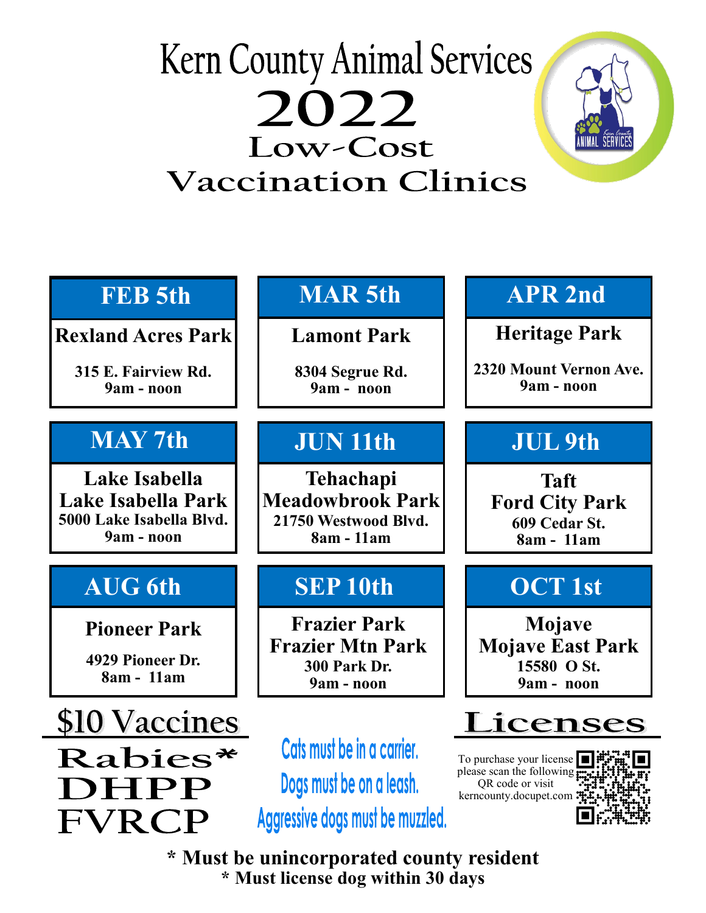# Kern County Animal Services

# 2022

## Low-Cost Vaccination Clinics

| FEB 5th | MAR 5th | APR 2nd |
|---|---|---|
| **Rexland Acres Park**<br>315 E. Fairview Rd.<br>9am - noon | **Lamont Park**<br>8304 Segrue Rd.<br>9am - noon | **Heritage Park**<br>2320 Mount Vernon Ave.<br>9am - noon |

| MAY 7th | JUN 11th | JUL 9th |
|---|---|---|
| **Lake Isabella**<br>**Lake Isabella Park**<br>5000 Lake Isabella Blvd.<br>9am - noon | **Tehachapi**<br>**Meadowbrook Park**<br>21750 Westwood Blvd.<br>8am - 11am | **Taft**<br>**Ford City Park**<br>609 Cedar St.<br>8am - 11am |

| AUG 6th | SEP 10th | OCT 1st |
|---|---|---|
| **Pioneer Park**<br>4929 Pioneer Dr.<br>8am - 11am | **Frazier Park**<br>**Frazier Mtn Park**<br>300 Park Dr.<br>9am - noon | **Mojave**<br>**Mojave East Park**<br>15580 O St.<br>9am - noon |

## $10 Vaccines

Rabies*
DHPP
FVRCP

Cats must be in a carrier.
Dogs must be on a leash.
Aggressive dogs must be muzzled.

## Licenses

To purchase your license please scan the following QR code or visit kerncounty.docupet.com

**\* Must be unincorporated county resident**
**\* Must license dog within 30 days**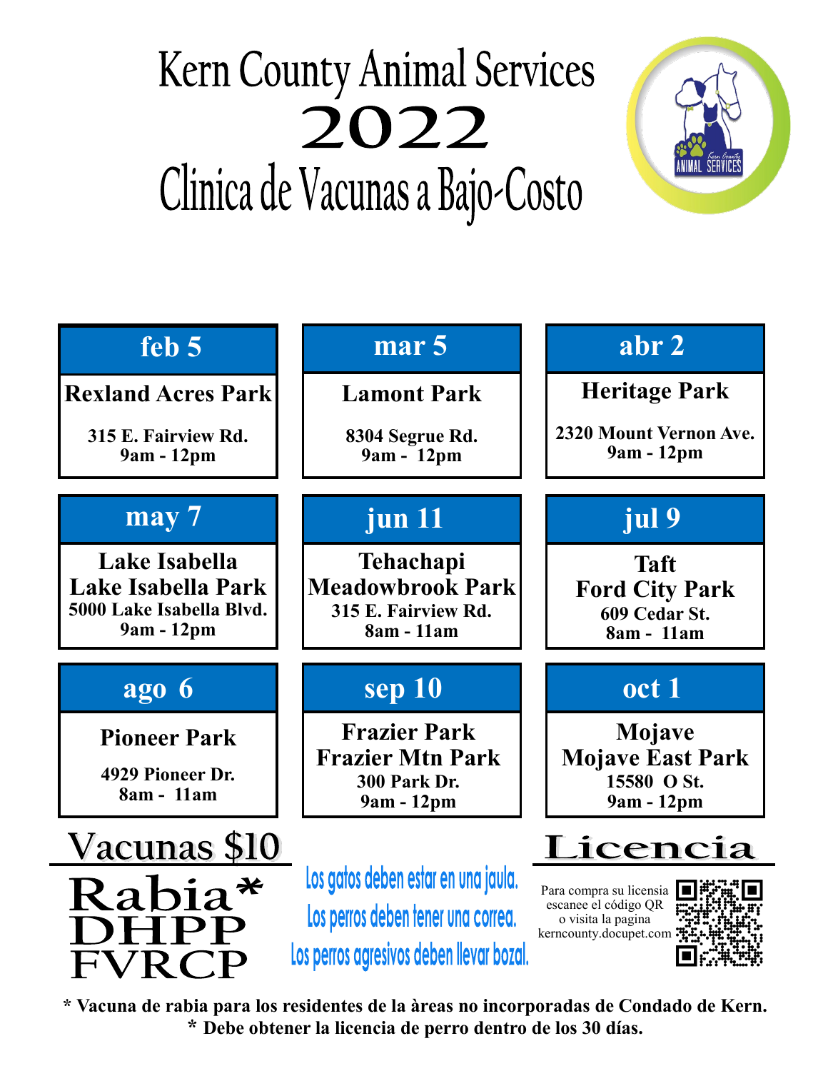# Kern County Animal Services
# 2022
# Clinica de Vacunas a Bajo-Costo

| feb 5 | mar 5 | abr 2 |
|---|---|---|
| **Rexland Acres Park**<br>315 E. Fairview Rd.<br>9am - 12pm | **Lamont Park**<br>8304 Segrue Rd.<br>9am - 12pm | **Heritage Park**<br>2320 Mount Vernon Ave.<br>9am - 12pm |
| **may 7** | **jun 11** | **jul 9** |
| **Lake Isabella**<br>**Lake Isabella Park**<br>5000 Lake Isabella Blvd.<br>9am - 12pm | **Tehachapi**<br>**Meadowbrook Park**<br>315 E. Fairview Rd.<br>8am - 11am | **Taft**<br>**Ford City Park**<br>609 Cedar St.<br>8am - 11am |
| **ago 6** | **sep 10** | **oct 1** |
| **Pioneer Park**<br>4929 Pioneer Dr.<br>8am - 11am | **Frazier Park**<br>**Frazier Mtn Park**<br>300 Park Dr.<br>9am - 12pm | **Mojave**<br>**Mojave East Park**<br>15580 O St.<br>9am - 12pm |

## Vacunas $10

Rabia*
DHPP
FVRCP

Los gatos deben estar en una jaula.
Los perros deben tener una correa.
Los perros agresivos deben llevar bozal.

## Licencia

Para compra su licensia escanee el código QR o visita la pagina kerncounty.docupet.com

**\* Vacuna de rabia para los residentes de la àreas no incorporadas de Condado de Kern.**
**\* Debe obtener la licencia de perro dentro de los 30 días.**